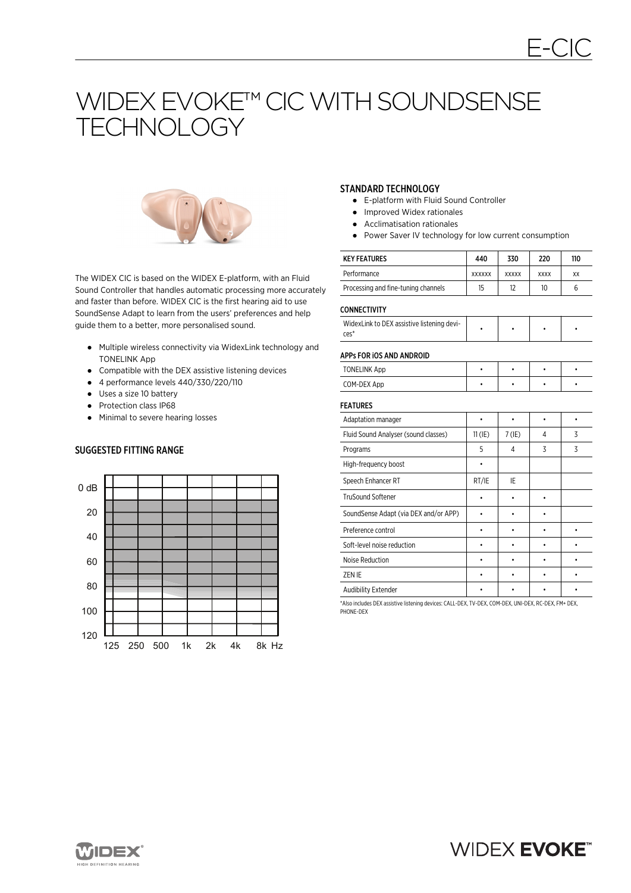# WIDEX EVOKE™ CIC WITH SOUNDSENSE TECHNOLOGY

The WIDEX CIC is based on the WIDEX E-platform, with an Fluid Sound Controller that handles automatic processing more accurately and faster than before. WIDEX CIC is the first hearing aid to use SoundSense Adapt to learn from the users' preferences and help guide them to a better, more personalised sound.

- Multiple wireless connectivity via WidexLink technology and TONELINK App
- Compatible with the DEX assistive listening devices
- 4 performance levels 440/330/220/110
- Uses a size 10 battery
- Protection class IP68
- Minimal to severe hearing losses

## SUGGESTED FITTING RANGE

## STANDARD TECHNOLOGY

- E-platform with Fluid Sound Controller
- Improved Widex rationales
- Acclimatisation rationales
- Power Saver IV technology for low current consumption

| KEY FEATURES | 440 | 330 | 220 | 110 |
|---|---|---|---|---|
| Performance | XXXXXX | XXXXX | XXXX | XX |
| Processing and fine-tuning channels | 15 | 12 | 10 | 6 |
| **CONNECTIVITY** | | | | |
| WidexLink to DEX assistive listening devices* | • | • | • | • |
| **APPs FOR iOS AND ANDROID** | | | | |
| TONELINK App | • | • | • | • |
| COM-DEX App | • | • | • | • |
| **FEATURES** | | | | |
| Adaptation manager | • | • | • | • |
| Fluid Sound Analyser (sound classes) | 11 (IE) | 7 (IE) | 4 | 3 |
| Programs | 5 | 4 | 3 | 3 |
| High-frequency boost | • | | | |
| Speech Enhancer RT | RT/IE | IE | | |
| TruSound Softener | • | • | • | |
| SoundSense Adapt (via DEX and/or APP) | • | • | • | |
| Preference control | • | • | • | • |
| Soft-level noise reduction | • | • | • | • |
| Noise Reduction | • | • | • | • |
| ZEN IE | • | • | • | • |
| Audibility Extender | • | • | • | • |

*Also includes DEX assistive listening devices: CALL-DEX, TV-DEX, COM-DEX, UNI-DEX, RC-DEX, FM+ DEX, PHONE-DEX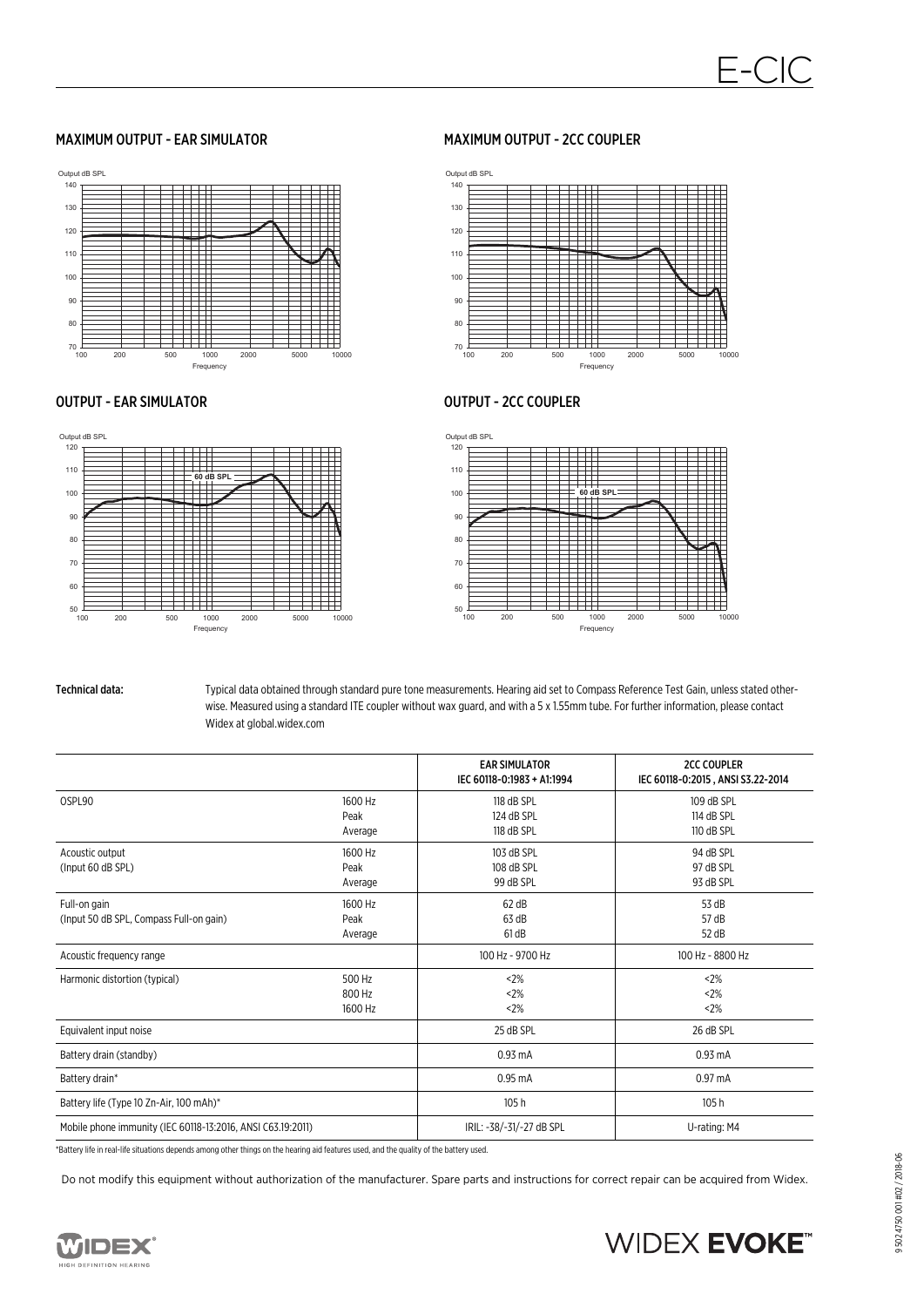# E-CIC

## MAXIMUM OUTPUT - EAR SIMULATOR

Output dB SPL
140
130
120
110
100
90
80
70
100 200 500 1000 2000 5000 10000
Frequency

## MAXIMUM OUTPUT - 2CC COUPLER

Output dB SPL
140
130
120
110
100
90
80
70
100 200 500 1000 2000 5000 10000
Frequency

## OUTPUT - EAR SIMULATOR

Output dB SPL
120
110
100
90
80
70
60
50
60 dB SPL
100 200 500 1000 2000 5000 10000
Frequency

## OUTPUT - 2CC COUPLER

Output dB SPL
120
110
100
90
80
70
60
50
60 dB SPL
100 200 500 1000 2000 5000 10000
Frequency

**Technical data:** Typical data obtained through standard pure tone measurements. Hearing aid set to Compass Reference Test Gain, unless stated otherwise. Measured using a standard ITE coupler without wax guard, and with a 5 x 1.55mm tube. For further information, please contact Widex at global.widex.com

| | | EAR SIMULATOR IEC 60118-0:1983 + A1:1994 | 2CC COUPLER IEC 60118-0:2015 , ANSI S3.22-2014 |
|---|---|---|---|
| OSPL90 | 1600 Hz<br>Peak<br>Average | 118 dB SPL<br>124 dB SPL<br>118 dB SPL | 109 dB SPL<br>114 dB SPL<br>110 dB SPL |
| Acoustic output<br>(Input 60 dB SPL) | 1600 Hz<br>Peak<br>Average | 103 dB SPL<br>108 dB SPL<br>99 dB SPL | 94 dB SPL<br>97 dB SPL<br>93 dB SPL |
| Full-on gain<br>(Input 50 dB SPL, Compass Full-on gain) | 1600 Hz<br>Peak<br>Average | 62 dB<br>63 dB<br>61 dB | 53 dB<br>57 dB<br>52 dB |
| Acoustic frequency range | | 100 Hz - 9700 Hz | 100 Hz - 8800 Hz |
| Harmonic distortion (typical) | 500 Hz<br>800 Hz<br>1600 Hz | <2%<br><2%<br><2% | <2%<br><2%<br><2% |
| Equivalent input noise | | 25 dB SPL | 26 dB SPL |
| Battery drain (standby) | | 0.93 mA | 0.93 mA |
| Battery drain* | | 0.95 mA | 0.97 mA |
| Battery life (Type 10 Zn-Air, 100 mAh)* | | 105 h | 105 h |
| Mobile phone immunity (IEC 60118-13:2016, ANSI C63.19:2011) | | IRIL: -38/-31/-27 dB SPL | U-rating: M4 |

*Battery life in real-life situations depends among other things on the hearing aid features used, and the quality of the battery used.

Do not modify this equipment without authorization of the manufacturer. Spare parts and instructions for correct repair can be acquired from Widex.

WIDEX HIGH DEFINITION HEARING

WIDEX EVOKE™

9 502 4750 001 #02 / 2018-06